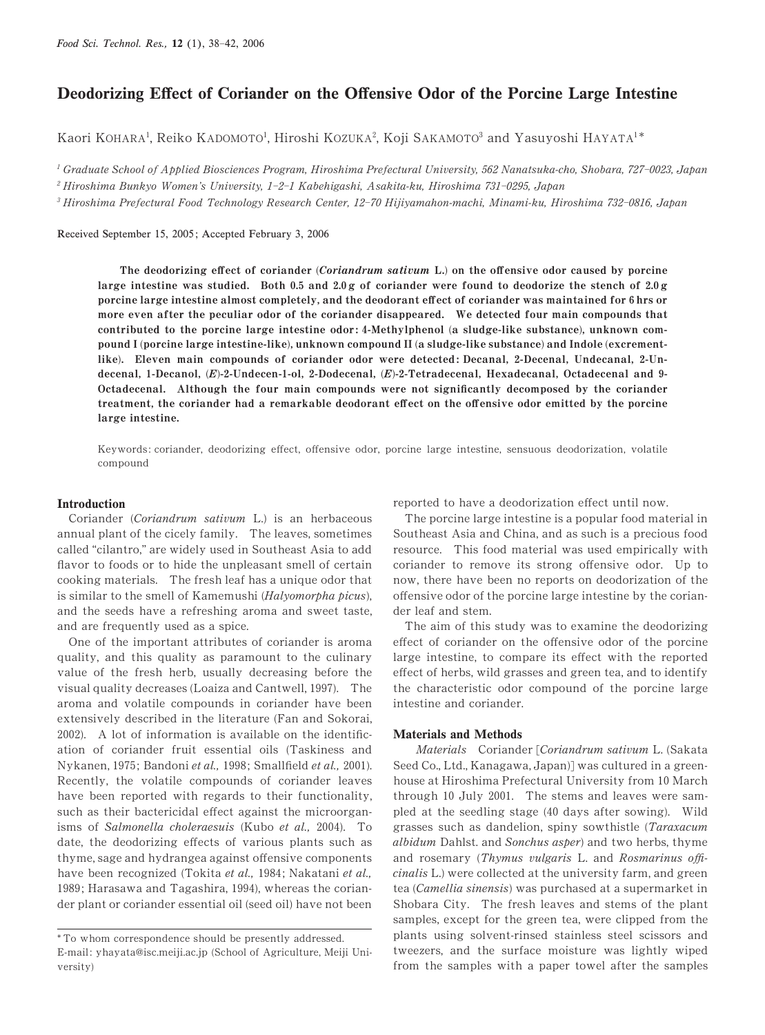# Deodorizing Effect of Coriander on the Offensive Odor of the Porcine Large Intestine

Kaori KOHARA[1], Reiko KADOMOTO[1], Hiroshi KOZUKA[2], Koji SAKAMOTO[3] and Yasuyoshi HAYATA[1*]

[1] *Graduate School of Applied Biosciences Program, Hiroshima Prefectural University, 562 Nanatsuka-cho, Shobara, 727–0023, Japan*

[2] *Hiroshima Bunkyo Women's University, 1–2–1 Kabehigashi, Asakita-ku, Hiroshima 731–0295, Japan*

[3] *Hiroshima Prefectural Food Technology Research Center, 12–70 Hijiyamahon-machi, Minami-ku, Hiroshima 732–0816, Japan*

Received September 15, 2005; Accepted February 3, 2006

**The deodorizing effect of coriander (*Coriandrum sativum* L.) on the offensive odor caused by porcine large intestine was studied. Both 0.5 and 2.0 g of coriander were found to deodorize the stench of 2.0 g porcine large intestine almost completely, and the deodorant effect of coriander was maintained for 6 hrs or more even after the peculiar odor of the coriander disappeared. We detected four main compounds that contributed to the porcine large intestine odor: 4-Methylphenol (a sludge-like substance), unknown compound I (porcine large intestine-like), unknown compound II (a sludge-like substance) and Indole (excrement-like). Eleven main compounds of coriander odor were detected: Decanal, 2-Decenal, Undecanal, 2-Undecenal, 1-Decanol, (*E*)-2-Undecen-1-ol, 2-Dodecenal, (*E*)-2-Tetradecenal, Hexadecanal, Octadecenal and 9-Octadecenal. Although the four main compounds were not significantly decomposed by the coriander treatment, the coriander had a remarkable deodorant effect on the offensive odor emitted by the porcine large intestine.**

Keywords: coriander, deodorizing effect, offensive odor, porcine large intestine, sensuous deodorization, volatile compound

## Introduction

Coriander (*Coriandrum sativum* L.) is an herbaceous annual plant of the cicely family. The leaves, sometimes called "cilantro," are widely used in Southeast Asia to add flavor to foods or to hide the unpleasant smell of certain cooking materials. The fresh leaf has a unique odor that is similar to the smell of Kamemushi (*Halyomorpha picus*), and the seeds have a refreshing aroma and sweet taste, and are frequently used as a spice.

One of the important attributes of coriander is aroma quality, and this quality as paramount to the culinary value of the fresh herb, usually decreasing before the visual quality decreases (Loaiza and Cantwell, 1997). The aroma and volatile compounds in coriander have been extensively described in the literature (Fan and Sokorai, 2002). A lot of information is available on the identification of coriander fruit essential oils (Taskiness and Nykanen, 1975; Bandoni *et al.,* 1998; Smallfield *et al.,* 2001). Recently, the volatile compounds of coriander leaves have been reported with regards to their functionality, such as their bactericidal effect against the microorganisms of *Salmonella choleraesuis* (Kubo *et al.,* 2004). To date, the deodorizing effects of various plants such as thyme, sage and hydrangea against offensive components have been recognized (Tokita *et al.,* 1984; Nakatani *et al.,* 1989; Harasawa and Tagashira, 1994), whereas the coriander plant or coriander essential oil (seed oil) have not been reported to have a deodorization effect until now.

The porcine large intestine is a popular food material in Southeast Asia and China, and as such is a precious food resource. This food material was used empirically with coriander to remove its strong offensive odor. Up to now, there have been no reports on deodorization of the offensive odor of the porcine large intestine by the coriander leaf and stem.

The aim of this study was to examine the deodorizing effect of coriander on the offensive odor of the porcine large intestine, to compare its effect with the reported effect of herbs, wild grasses and green tea, and to identify the characteristic odor compound of the porcine large intestine and coriander.

## Materials and Methods

*Materials* Coriander [*Coriandrum sativum* L. (Sakata Seed Co., Ltd., Kanagawa, Japan)] was cultured in a greenhouse at Hiroshima Prefectural University from 10 March through 10 July 2001. The stems and leaves were sampled at the seedling stage (40 days after sowing). Wild grasses such as dandelion, spiny sowthistle (*Taraxacum albidum* Dahlst. and *Sonchus asper*) and two herbs, thyme and rosemary (*Thymus vulgaris* L. and *Rosmarinus officinalis* L.) were collected at the university farm, and green tea (*Camellia sinensis*) was purchased at a supermarket in Shobara City. The fresh leaves and stems of the plant samples, except for the green tea, were clipped from the plants using solvent-rinsed stainless steel scissors and tweezers, and the surface moisture was lightly wiped from the samples with a paper towel after the samples

\* To whom correspondence should be presently addressed.
E-mail: yhayata@isc.meiji.ac.jp (School of Agriculture, Meiji University)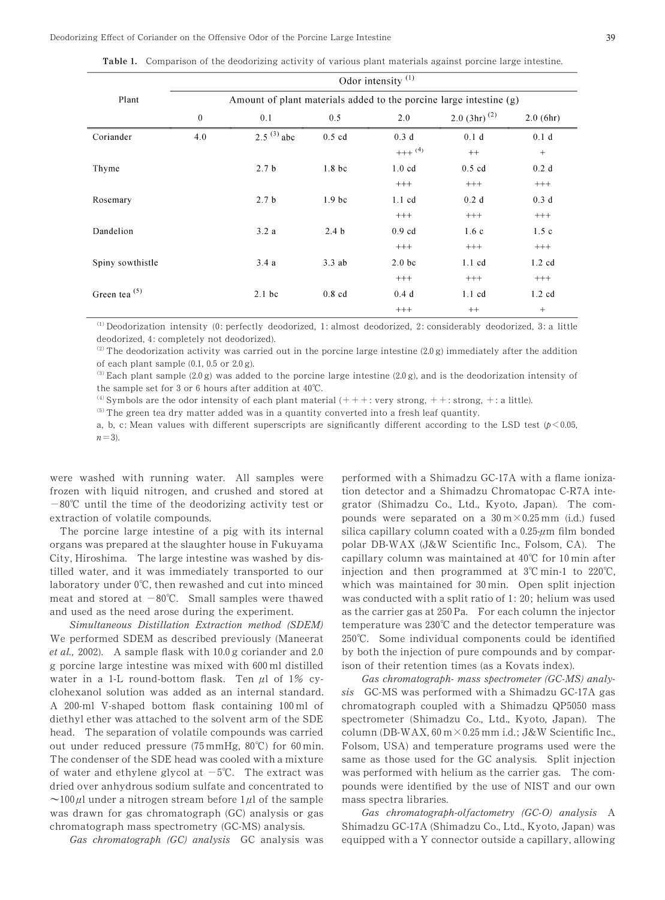**Table 1.** Comparison of the deodorizing activity of various plant materials against porcine large intestine.

| Plant | Odor intensity (1) | | | | | |
|---|---|---|---|---|---|---|
| | Amount of plant materials added to the porcine large intestine (g) | | | | | |
| | 0 | 0.1 | 0.5 | 2.0 | 2.0 (3hr) (2) | 2.0 (6hr) |
| Coriander | 4.0 | 2.5 (3) abc | 0.5 cd | 0.3 d | 0.1 d | 0.1 d |
| | | | | +++ (4) | ++ | + |
| Thyme | | 2.7 b | 1.8 bc | 1.0 cd | 0.5 cd | 0.2 d |
| | | | | +++ | +++ | +++ |
| Rosemary | | 2.7 b | 1.9 bc | 1.1 cd | 0.2 d | 0.3 d |
| | | | | +++ | +++ | +++ |
| Dandelion | | 3.2 a | 2.4 b | 0.9 cd | 1.6 c | 1.5 c |
| | | | | +++ | +++ | +++ |
| Spiny sowthistle | | 3.4 a | 3.3 ab | 2.0 bc | 1.1 cd | 1.2 cd |
| | | | | +++ | +++ | +++ |
| Green tea (5) | | 2.1 bc | 0.8 cd | 0.4 d | 1.1 cd | 1.2 cd |
| | | | | +++ | ++ | + |

(1) Deodorization intensity (0: perfectly deodorized, 1: almost deodorized, 2: considerably deodorized, 3: a little deodorized, 4: completely not deodorized).

(2) The deodorization activity was carried out in the porcine large intestine (2.0 g) immediately after the addition of each plant sample (0.1, 0.5 or 2.0 g).

(3) Each plant sample (2.0 g) was added to the porcine large intestine (2.0 g), and is the deodorization intensity of the sample set for 3 or 6 hours after addition at 40℃.

(4) Symbols are the odor intensity of each plant material (+++: very strong, ++: strong, +: a little).

(5) The green tea dry matter added was in a quantity converted into a fresh leaf quantity.

a, b, c: Mean values with different superscripts are significantly different according to the LSD test ($p < 0.05$, $n = 3$).

were washed with running water. All samples were frozen with liquid nitrogen, and crushed and stored at −80℃ until the time of the deodorizing activity test or extraction of volatile compounds.

The porcine large intestine of a pig with its internal organs was prepared at the slaughter house in Fukuyama City, Hiroshima. The large intestine was washed by distilled water, and it was immediately transported to our laboratory under 0℃, then rewashed and cut into minced meat and stored at −80℃. Small samples were thawed and used as the need arose during the experiment.

*Simultaneous Distillation Extraction method (SDEM)* We performed SDEM as described previously (Maneerat *et al.,* 2002). A sample flask with 10.0 g coriander and 2.0 g porcine large intestine was mixed with 600 ml distilled water in a 1-L round-bottom flask. Ten μl of 1% cyclohexanol solution was added as an internal standard. A 200-ml V-shaped bottom flask containing 100 ml of diethyl ether was attached to the solvent arm of the SDE head. The separation of volatile compounds was carried out under reduced pressure (75 mmHg, 80℃) for 60 min. The condenser of the SDE head was cooled with a mixture of water and ethylene glycol at −5℃. The extract was dried over anhydrous sodium sulfate and concentrated to ~100 μl under a nitrogen stream before 1 μl of the sample was drawn for gas chromatograph (GC) analysis or gas chromatograph mass spectrometry (GC-MS) analysis.

*Gas chromatograph (GC) analysis* GC analysis was performed with a Shimadzu GC-17A with a flame ionization detector and a Shimadzu Chromatopac C-R7A integrator (Shimadzu Co., Ltd., Kyoto, Japan). The compounds were separated on a 30 m × 0.25 mm (i.d.) fused silica capillary column coated with a 0.25-μm film bonded polar DB-WAX (J&W Scientific Inc., Folsom, CA). The capillary column was maintained at 40℃ for 10 min after injection and then programmed at 3℃ min-1 to 220℃, which was maintained for 30 min. Open split injection was conducted with a split ratio of 1: 20; helium was used as the carrier gas at 250 Pa. For each column the injector temperature was 230℃ and the detector temperature was 250℃. Some individual components could be identified by both the injection of pure compounds and by comparison of their retention times (as a Kovats index).

*Gas chromatograph- mass spectrometer (GC-MS) analysis* GC-MS was performed with a Shimadzu GC-17A gas chromatograph coupled with a Shimadzu QP5050 mass spectrometer (Shimadzu Co., Ltd., Kyoto, Japan). The column (DB-WAX, 60 m × 0.25 mm i.d.; J&W Scientific Inc., Folsom, USA) and temperature programs used were the same as those used for the GC analysis. Split injection was performed with helium as the carrier gas. The compounds were identified by the use of NIST and our own mass spectra libraries.

*Gas chromatograph-olfactometry (GC-O) analysis* A Shimadzu GC-17A (Shimadzu Co., Ltd., Kyoto, Japan) was equipped with a Y connector outside a capillary, allowing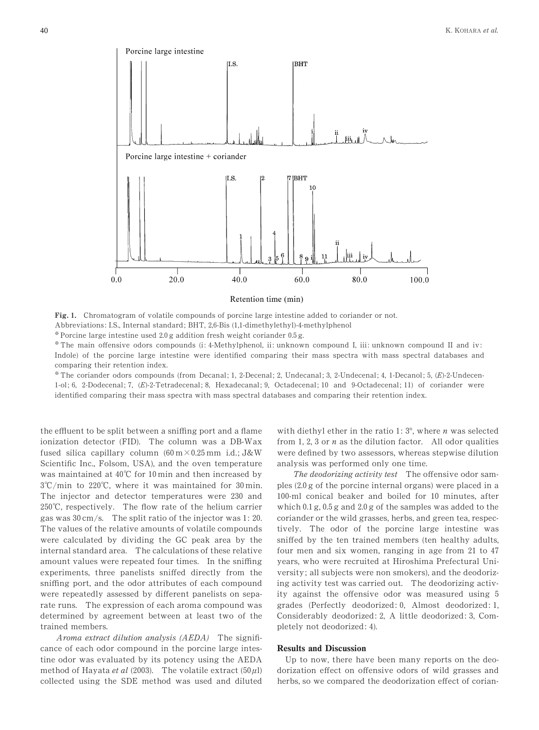**Fig. 1.** Chromatogram of volatile compounds of porcine large intestine added to coriander or not.

Abbreviations: I.S., Internal standard; BHT, 2,6-Bis (1,1-dimethylethyl)-4-methylphenol

* Porcine large intestine used 2.0 g addition fresh weight coriander 0.5 g.

* The main offensive odors compounds (i: 4-Methylphenol, ii: unknown compound I, iii: unknown compound II and iv: Indole) of the porcine large intestine were identified comparing their mass spectra with mass spectral databases and comparing their retention index.

* The coriander odors compounds (from Decanal; 1, 2-Decenal; 2, Undecanal; 3, 2-Undecenal; 4, 1-Decanol; 5, (*E*)-2-Undecen-1-ol; 6, 2-Dodecenal; 7, (*E*)-2-Tetradecenal; 8, Hexadecanal; 9, Octadecenal; 10 and 9-Octadecenal; 11) of coriander were identified comparing their mass spectra with mass spectral databases and comparing their retention index.

the effluent to be split between a sniffing port and a flame ionization detector (FID). The column was a DB-Wax fused silica capillary column (60 m×0.25 mm i.d.; J&W Scientific Inc., Folsom, USA), and the oven temperature was maintained at 40℃ for 10 min and then increased by 3℃/min to 220℃, where it was maintained for 30 min. The injector and detector temperatures were 230 and 250℃, respectively. The flow rate of the helium carrier gas was 30 cm/s. The split ratio of the injector was 1: 20. The values of the relative amounts of volatile compounds were calculated by dividing the GC peak area by the internal standard area. The calculations of these relative amount values were repeated four times. In the sniffing experiments, three panelists sniffed directly from the sniffing port, and the odor attributes of each compound were repeatedly assessed by different panelists on separate runs. The expression of each aroma compound was determined by agreement between at least two of the trained members.

*Aroma extract dilution analysis (AEDA)* The significance of each odor compound in the porcine large intestine odor was evaluated by its potency using the AEDA method of Hayata *et al* (2003). The volatile extract (50 μl) collected using the SDE method was used and diluted with diethyl ether in the ratio 1: $3^n$, where $n$ was selected from 1, 2, 3 or $n$ as the dilution factor. All odor qualities were defined by two assessors, whereas stepwise dilution analysis was performed only one time.

*The deodorizing activity test* The offensive odor samples (2.0 g of the porcine internal organs) were placed in a 100-ml conical beaker and boiled for 10 minutes, after which 0.1 g, 0.5 g and 2.0 g of the samples was added to the coriander or the wild grasses, herbs, and green tea, respectively. The odor of the porcine large intestine was sniffed by the ten trained members (ten healthy adults, four men and six women, ranging in age from 21 to 47 years, who were recruited at Hiroshima Prefectural University; all subjects were non smokers), and the deodorizing activity test was carried out. The deodorizing activity against the offensive odor was measured using 5 grades (Perfectly deodorized: 0, Almost deodorized: 1, Considerably deodorized: 2, A little deodorized: 3, Completely not deodorized: 4).

## Results and Discussion

Up to now, there have been many reports on the deodorization effect on offensive odors of wild grasses and herbs, so we compared the deodorization effect of corian-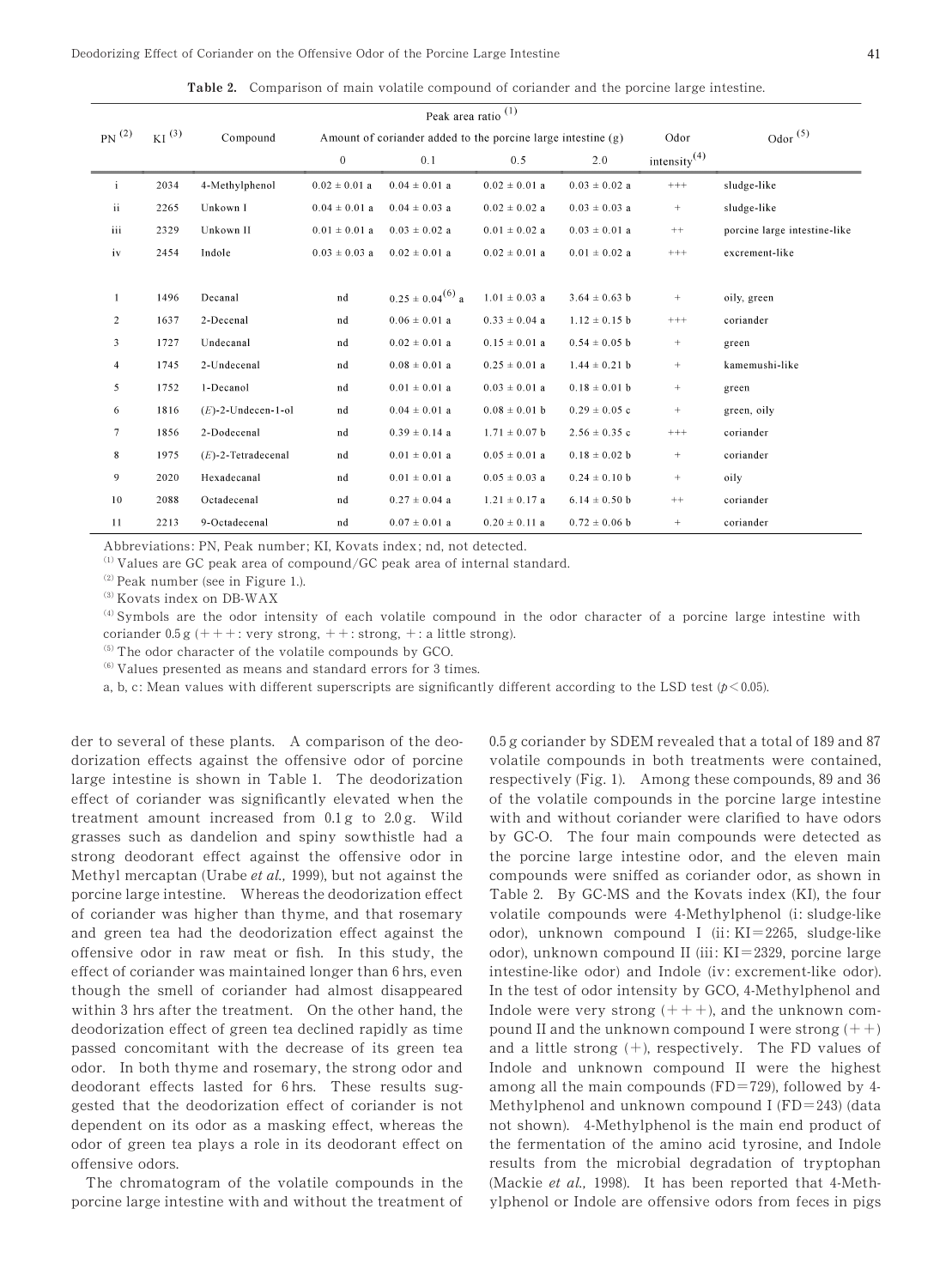**Table 2.** Comparison of main volatile compound of coriander and the porcine large intestine.

| PN [2] | KI [3] | Compound | Peak area ratio [1] | | | | | |
|---|---|---|---|---|---|---|---|---|
| | | | Amount of coriander added to the porcine large intestine (g) | | | | Odor intensity [4] | Odor [5] |
| | | | 0 | 0.1 | 0.5 | 2.0 | | |
| i | 2034 | 4-Methylphenol | 0.02 ± 0.01 a | 0.04 ± 0.01 a | 0.02 ± 0.01 a | 0.03 ± 0.02 a | +++ | sludge-like |
| ii | 2265 | Unkown I | 0.04 ± 0.01 a | 0.04 ± 0.03 a | 0.02 ± 0.02 a | 0.03 ± 0.03 a | + | sludge-like |
| iii | 2329 | Unkown II | 0.01 ± 0.01 a | 0.03 ± 0.02 a | 0.01 ± 0.02 a | 0.03 ± 0.01 a | ++ | porcine large intestine-like |
| iv | 2454 | Indole | 0.03 ± 0.03 a | 0.02 ± 0.01 a | 0.02 ± 0.01 a | 0.01 ± 0.02 a | +++ | excrement-like |
| 1 | 1496 | Decanal | nd | 0.25 ± 0.04 [6] a | 1.01 ± 0.03 a | 3.64 ± 0.63 b | + | oily, green |
| 2 | 1637 | 2-Decenal | nd | 0.06 ± 0.01 a | 0.33 ± 0.04 a | 1.12 ± 0.15 b | +++ | coriander |
| 3 | 1727 | Undecanal | nd | 0.02 ± 0.01 a | 0.15 ± 0.01 a | 0.54 ± 0.05 b | + | green |
| 4 | 1745 | 2-Undecenal | nd | 0.08 ± 0.01 a | 0.25 ± 0.01 a | 1.44 ± 0.21 b | + | kamemushi-like |
| 5 | 1752 | 1-Decanol | nd | 0.01 ± 0.01 a | 0.03 ± 0.01 a | 0.18 ± 0.01 b | + | green |
| 6 | 1816 | (*E*)-2-Undecen-1-ol | nd | 0.04 ± 0.01 a | 0.08 ± 0.01 b | 0.29 ± 0.05 c | + | green, oily |
| 7 | 1856 | 2-Dodecenal | nd | 0.39 ± 0.14 a | 1.71 ± 0.07 b | 2.56 ± 0.35 c | +++ | coriander |
| 8 | 1975 | (*E*)-2-Tetradecenal | nd | 0.01 ± 0.01 a | 0.05 ± 0.01 a | 0.18 ± 0.02 b | + | coriander |
| 9 | 2020 | Hexadecanal | nd | 0.01 ± 0.01 a | 0.05 ± 0.03 a | 0.24 ± 0.10 b | + | oily |
| 10 | 2088 | Octadecenal | nd | 0.27 ± 0.04 a | 1.21 ± 0.17 a | 6.14 ± 0.50 b | ++ | coriander |
| 11 | 2213 | 9-Octadecenal | nd | 0.07 ± 0.01 a | 0.20 ± 0.11 a | 0.72 ± 0.06 b | + | coriander |

Abbreviations: PN, Peak number; KI, Kovats index; nd, not detected.

[1] Values are GC peak area of compound/GC peak area of internal standard.

[2] Peak number (see in Figure 1.).

[3] Kovats index on DB-WAX

[4] Symbols are the odor intensity of each volatile compound in the odor character of a porcine large intestine with coriander 0.5 g (+++: very strong, ++: strong, +: a little strong).

[5] The odor character of the volatile compounds by GCO.

[6] Values presented as means and standard errors for 3 times.

a, b, c: Mean values with different superscripts are significantly different according to the LSD test ($p < 0.05$).

der to several of these plants. A comparison of the deodorization effects against the offensive odor of porcine large intestine is shown in Table 1. The deodorization effect of coriander was significantly elevated when the treatment amount increased from 0.1 g to 2.0 g. Wild grasses such as dandelion and spiny sowthistle had a strong deodorant effect against the offensive odor in Methyl mercaptan (Urabe *et al.,* 1999), but not against the porcine large intestine. Whereas the deodorization effect of coriander was higher than thyme, and that rosemary and green tea had the deodorization effect against the offensive odor in raw meat or fish. In this study, the effect of coriander was maintained longer than 6 hrs, even though the smell of coriander had almost disappeared within 3 hrs after the treatment. On the other hand, the deodorization effect of green tea declined rapidly as time passed concomitant with the decrease of its green tea odor. In both thyme and rosemary, the strong odor and deodorant effects lasted for 6 hrs. These results suggested that the deodorization effect of coriander is not dependent on its odor as a masking effect, whereas the odor of green tea plays a role in its deodorant effect on offensive odors.

The chromatogram of the volatile compounds in the porcine large intestine with and without the treatment of 0.5 g coriander by SDEM revealed that a total of 189 and 87 volatile compounds in both treatments were contained, respectively (Fig. 1). Among these compounds, 89 and 36 of the volatile compounds in the porcine large intestine with and without coriander were clarified to have odors by GC-O. The four main compounds were detected as the porcine large intestine odor, and the eleven main compounds were sniffed as coriander odor, as shown in Table 2. By GC-MS and the Kovats index (KI), the four volatile compounds were 4-Methylphenol (i: sludge-like odor), unknown compound I (ii: KI=2265, sludge-like odor), unknown compound II (iii: KI=2329, porcine large intestine-like odor) and Indole (iv: excrement-like odor). In the test of odor intensity by GCO, 4-Methylphenol and Indole were very strong (+++), and the unknown compound II and the unknown compound I were strong (++) and a little strong (+), respectively. The FD values of Indole and unknown compound II were the highest among all the main compounds (FD=729), followed by 4-Methylphenol and unknown compound I (FD=243) (data not shown). 4-Methylphenol is the main end product of the fermentation of the amino acid tyrosine, and Indole results from the microbial degradation of tryptophan (Mackie *et al.,* 1998). It has been reported that 4-Methylphenol or Indole are offensive odors from feces in pigs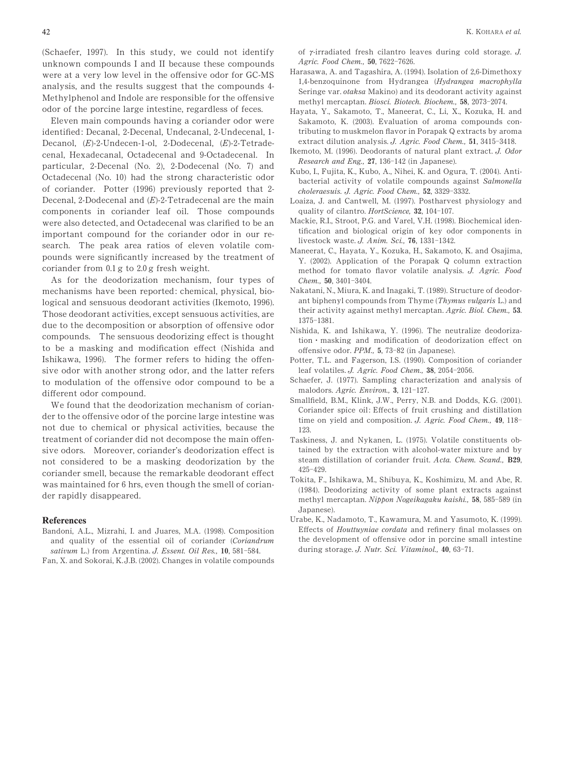(Schaefer, 1997). In this study, we could not identify unknown compounds I and II because these compounds were at a very low level in the offensive odor for GC-MS analysis, and the results suggest that the compounds 4-Methylphenol and Indole are responsible for the offensive odor of the porcine large intestine, regardless of feces.

Eleven main compounds having a coriander odor were identified: Decanal, 2-Decenal, Undecanal, 2-Undecenal, 1-Decanol, (*E*)-2-Undecen-1-ol, 2-Dodecenal, (*E*)-2-Tetradecenal, Hexadecanal, Octadecenal and 9-Octadecenal. In particular, 2-Decenal (No. 2), 2-Dodecenal (No. 7) and Octadecenal (No. 10) had the strong characteristic odor of coriander. Potter (1996) previously reported that 2-Decenal, 2-Dodecenal and (*E*)-2-Tetradecenal are the main components in coriander leaf oil. Those compounds were also detected, and Octadecenal was clarified to be an important compound for the coriander odor in our research. The peak area ratios of eleven volatile compounds were significantly increased by the treatment of coriander from 0.1 g to 2.0 g fresh weight.

As for the deodorization mechanism, four types of mechanisms have been reported: chemical, physical, biological and sensuous deodorant activities (Ikemoto, 1996). Those deodorant activities, except sensuous activities, are due to the decomposition or absorption of offensive odor compounds. The sensuous deodorizing effect is thought to be a masking and modification effect (Nishida and Ishikawa, 1996). The former refers to hiding the offensive odor with another strong odor, and the latter refers to modulation of the offensive odor compound to be a different odor compound.

We found that the deodorization mechanism of coriander to the offensive odor of the porcine large intestine was not due to chemical or physical activities, because the treatment of coriander did not decompose the main offensive odors. Moreover, coriander's deodorization effect is not considered to be a masking deodorization by the coriander smell, because the remarkable deodorant effect was maintained for 6 hrs, even though the smell of coriander rapidly disappeared.

## References

Bandoni, A.L., Mizrahi, I. and Juares, M.A. (1998). Composition and quality of the essential oil of coriander (*Coriandrum sativum* L.) from Argentina. *J. Essent. Oil Res.,* **10**, 581–584.

Fan, X. and Sokorai, K.J.B. (2002). Changes in volatile compounds of $\gamma$-irradiated fresh cilantro leaves during cold storage. *J. Agric. Food Chem.,* **50**, 7622–7626.

Harasawa, A. and Tagashira, A. (1994). Isolation of 2,6-Dimethoxy 1,4-benzoquinone from Hydrangea (*Hydrangea macrophylla* Seringe var. *otaksa* Makino) and its deodorant activity against methyl mercaptan. *Biosci. Biotech. Biochem.,* **58**, 2073–2074.

Hayata, Y., Sakamoto, T., Maneerat, C., Li, X., Kozuka, H. and Sakamoto, K. (2003). Evaluation of aroma compounds contributing to muskmelon flavor in Porapak Q extracts by aroma extract dilution analysis. *J. Agric. Food Chem.,* **51**, 3415–3418.

Ikemoto, M. (1996). Deodorants of natural plant extract. *J. Odor Research and Eng.,* **27**, 136–142 (in Japanese).

Kubo, I., Fujita, K., Kubo, A., Nihei, K. and Ogura, T. (2004). Antibacterial activity of volatile compounds against *Salmonella choleraesuis. J. Agric. Food Chem.,* **52**, 3329–3332.

Loaiza, J. and Cantwell, M. (1997). Postharvest physiology and quality of cilantro. *HortScience,* **32**, 104–107.

Mackie, R.I., Stroot, P.G. and Varel, V.H. (1998). Biochemical identification and biological origin of key odor components in livestock waste. *J. Anim. Sci.,* **76**, 1331–1342.

Maneerat, C., Hayata, Y., Kozuka, H., Sakamoto, K. and Osajima, Y. (2002). Application of the Porapak Q column extraction method for tomato flavor volatile analysis. *J. Agric. Food Chem.,* **50**, 3401–3404.

Nakatani, N., Miura, K. and Inagaki, T. (1989). Structure of deodorant biphenyl compounds from Thyme (*Thymus vulgaris* L.) and their activity against methyl mercaptan. *Agric. Biol. Chem.,* **53**. 1375–1381.

Nishida, K. and Ishikawa, Y. (1996). The neutralize deodorization・masking and modification of deodorization effect on offensive odor. *PPM.,* **5**, 73–82 (in Japanese).

Potter, T.L. and Fagerson, I.S. (1990). Composition of coriander leaf volatiles. *J. Agric. Food Chem.,* **38**, 2054–2056.

Schaefer, J. (1977). Sampling characterization and analysis of malodors. *Agric. Environ.,* **3**, 121–127.

Smallfield, B.M., Klink, J.W., Perry, N.B. and Dodds, K.G. (2001). Coriander spice oil: Effects of fruit crushing and distillation time on yield and composition. *J. Agric. Food Chem.,* **49**, 118–123.

Taskiness, J. and Nykanen, L. (1975). Volatile constituents obtained by the extraction with alcohol-water mixture and by steam distillation of coriander fruit. *Acta. Chem. Scand.,* **B29**, 425–429.

Tokita, F., Ishikawa, M., Shibuya, K., Koshimizu, M. and Abe, R. (1984). Deodorizing activity of some plant extracts against methyl mercaptan. *Nippon Nogeikagaku kaishi.,* **58**, 585–589 (in Japanese).

Urabe, K., Nadamoto, T., Kawamura, M. and Yasumoto, K. (1999). Effects of *Houttuyniae cordata* and refinery final molasses on the development of offensive odor in porcine small intestine during storage. *J. Nutr. Sci. Vitaminol.,* **40**, 63–71.